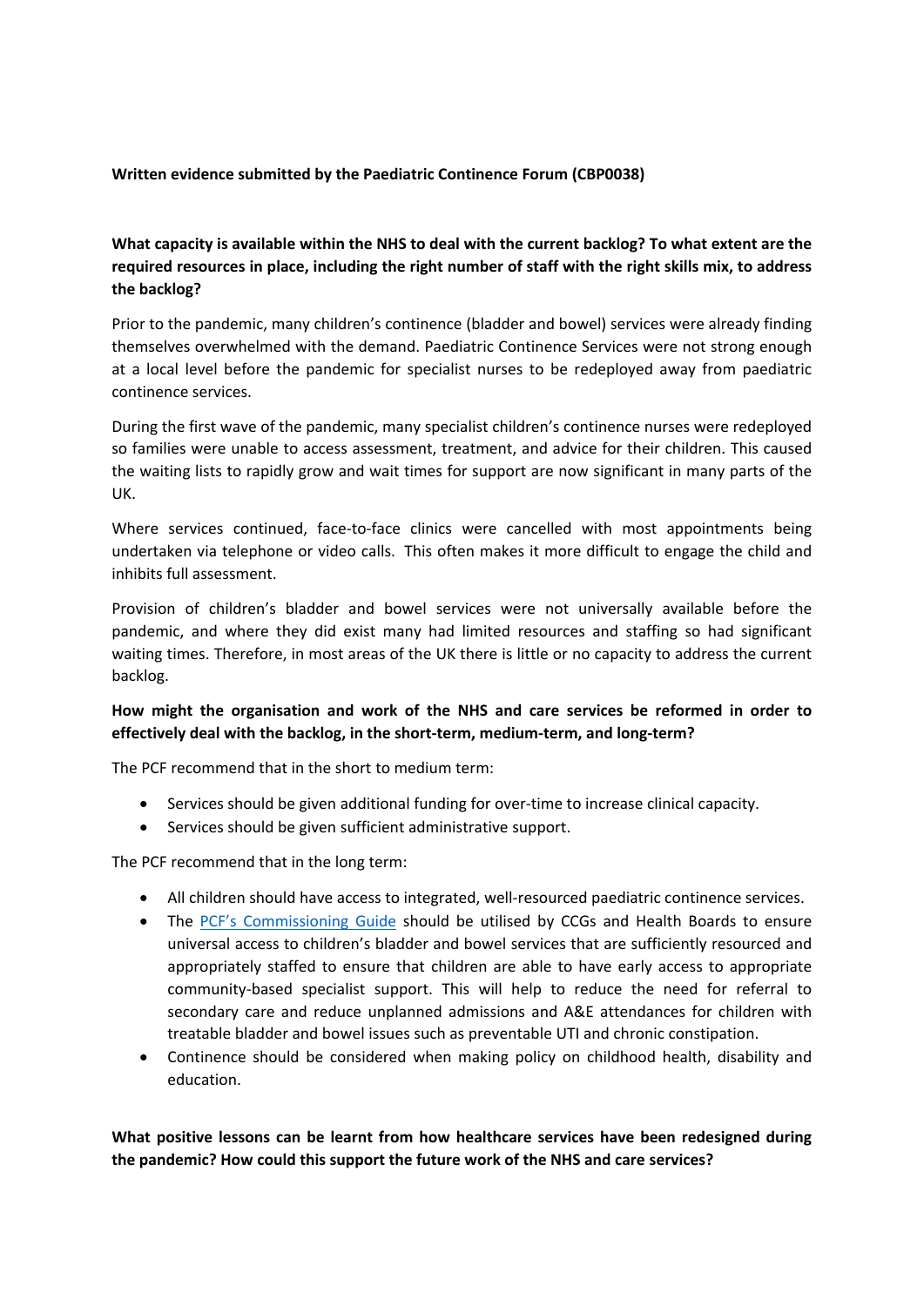**Written evidence submitted by the Paediatric Continence Forum (CBP0038)**

**What capacity is available within the NHS to deal with the current backlog? To what extent are the required resources in place, including the right number of staff with the right skills mix, to address the backlog?**

Prior to the pandemic, many children's continence (bladder and bowel) services were already finding themselves overwhelmed with the demand. Paediatric Continence Services were not strong enough at a local level before the pandemic for specialist nurses to be redeployed away from paediatric continence services.

During the first wave of the pandemic, many specialist children's continence nurses were redeployed so families were unable to access assessment, treatment, and advice for their children. This caused the waiting lists to rapidly grow and wait times for support are now significant in many parts of the UK.

Where services continued, face-to-face clinics were cancelled with most appointments being undertaken via telephone or video calls. This often makes it more difficult to engage the child and inhibits full assessment.

Provision of children's bladder and bowel services were not universally available before the pandemic, and where they did exist many had limited resources and staffing so had significant waiting times. Therefore, in most areas of the UK there is little or no capacity to address the current backlog.

**How might the organisation and work of the NHS and care services be reformed in order to effectively deal with the backlog, in the short-term, medium-term, and long-term?**

The PCF recommend that in the short to medium term:

- Services should be given additional funding for over-time to increase clinical capacity.
- Services should be given sufficient administrative support.

The PCF recommend that in the long term:

- All children should have access to integrated, well-resourced paediatric continence services.
- The PCF's Commissioning Guide should be utilised by CCGs and Health Boards to ensure universal access to children's bladder and bowel services that are sufficiently resourced and appropriately staffed to ensure that children are able to have early access to appropriate community-based specialist support. This will help to reduce the need for referral to secondary care and reduce unplanned admissions and A&E attendances for children with treatable bladder and bowel issues such as preventable UTI and chronic constipation.
- Continence should be considered when making policy on childhood health, disability and education.

**What positive lessons can be learnt from how healthcare services have been redesigned during the pandemic? How could this support the future work of the NHS and care services?**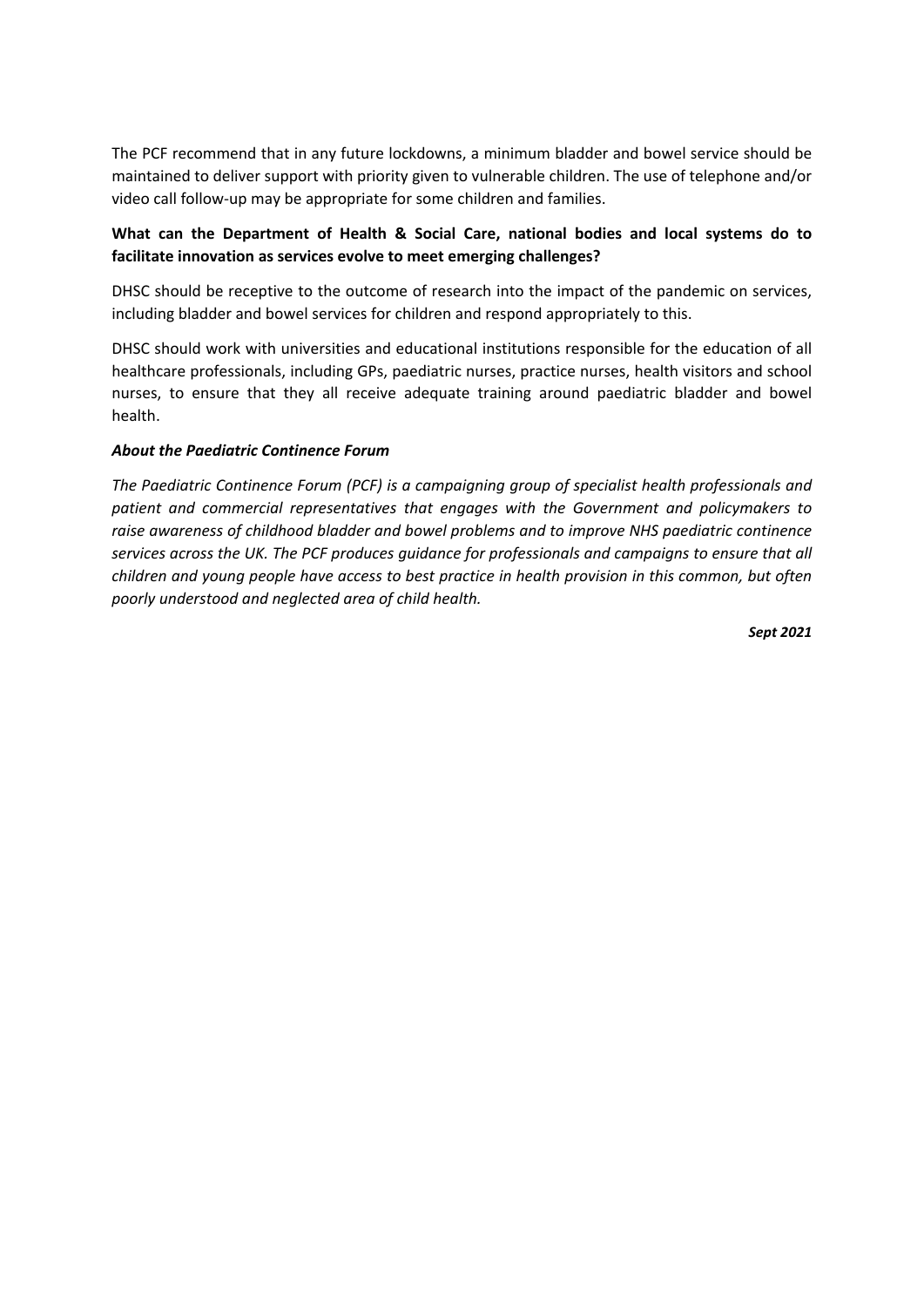The PCF recommend that in any future lockdowns, a minimum bladder and bowel service should be maintained to deliver support with priority given to vulnerable children. The use of telephone and/or video call follow-up may be appropriate for some children and families.

**What can the Department of Health & Social Care, national bodies and local systems do to facilitate innovation as services evolve to meet emerging challenges?**

DHSC should be receptive to the outcome of research into the impact of the pandemic on services, including bladder and bowel services for children and respond appropriately to this.

DHSC should work with universities and educational institutions responsible for the education of all healthcare professionals, including GPs, paediatric nurses, practice nurses, health visitors and school nurses, to ensure that they all receive adequate training around paediatric bladder and bowel health.

***About the Paediatric Continence Forum***

*The Paediatric Continence Forum (PCF) is a campaigning group of specialist health professionals and patient and commercial representatives that engages with the Government and policymakers to raise awareness of childhood bladder and bowel problems and to improve NHS paediatric continence services across the UK. The PCF produces guidance for professionals and campaigns to ensure that all children and young people have access to best practice in health provision in this common, but often poorly understood and neglected area of child health.*

***Sept 2021***